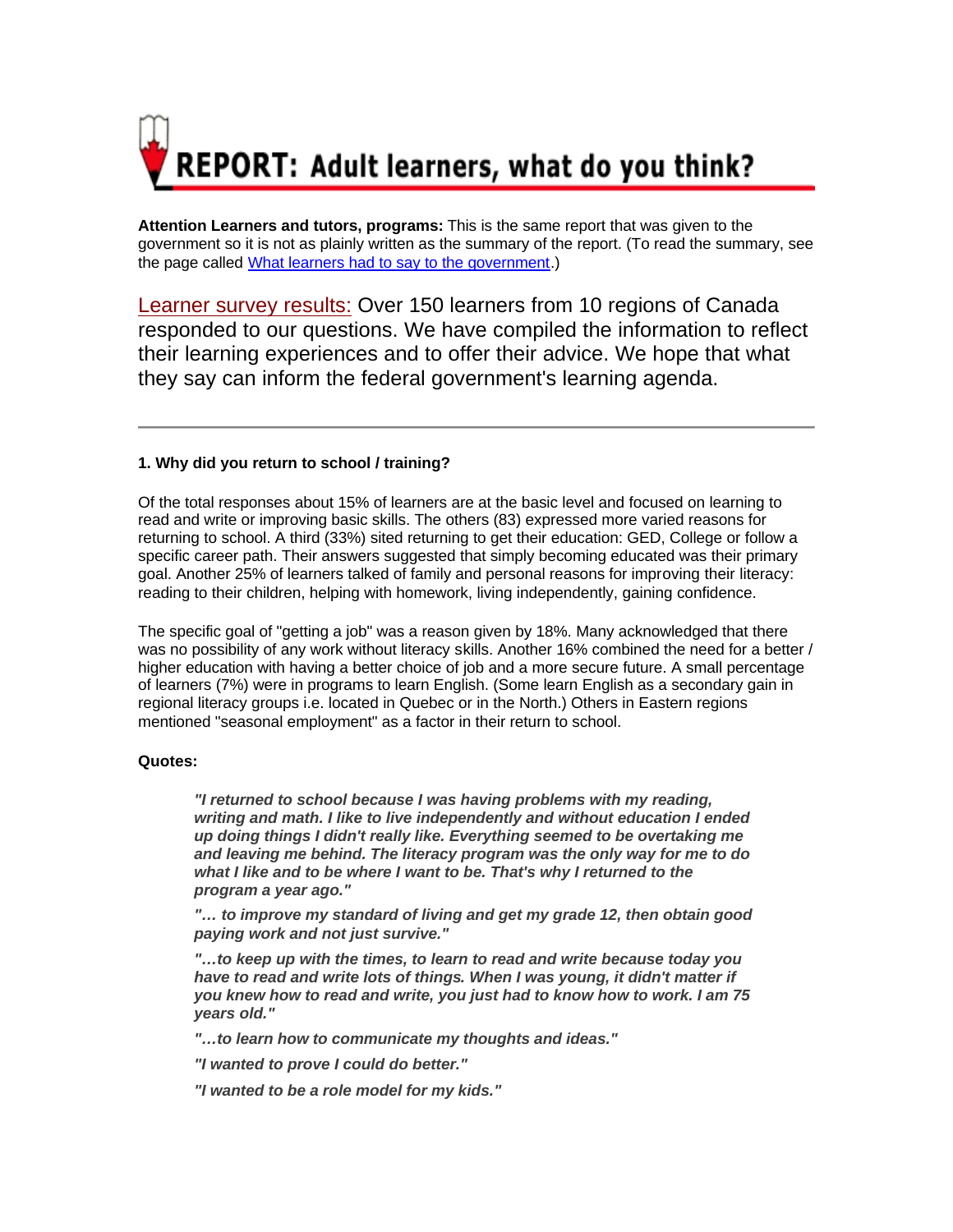# REPORT: Adult learners, what do you think?

**Attention Learners and tutors, programs:** This is the same report that was given to the government so it is not as plainly written as the summary of the report. (To read the summary, see the page called What learners had to say to the government.)

Learner survey results: Over 150 learners from 10 regions of Canada responded to our questions. We have compiled the information to reflect their learning experiences and to offer their advice. We hope that what they say can inform the federal government's learning agenda.

---

**1. Why did you return to school / training?**

Of the total responses about 15% of learners are at the basic level and focused on learning to read and write or improving basic skills. The others (83) expressed more varied reasons for returning to school. A third (33%) sited returning to get their education: GED, College or follow a specific career path. Their answers suggested that simply becoming educated was their primary goal. Another 25% of learners talked of family and personal reasons for improving their literacy: reading to their children, helping with homework, living independently, gaining confidence.

The specific goal of "getting a job" was a reason given by 18%. Many acknowledged that there was no possibility of any work without literacy skills. Another 16% combined the need for a better / higher education with having a better choice of job and a more secure future. A small percentage of learners (7%) were in programs to learn English. (Some learn English as a secondary gain in regional literacy groups i.e. located in Quebec or in the North.) Others in Eastern regions mentioned "seasonal employment" as a factor in their return to school.

**Quotes:**

> ***"I returned to school because I was having problems with my reading, writing and math. I like to live independently and without education I ended up doing things I didn't really like. Everything seemed to be overtaking me and leaving me behind. The literacy program was the only way for me to do what I like and to be where I want to be. That's why I returned to the program a year ago."***
>
> ***"… to improve my standard of living and get my grade 12, then obtain good paying work and not just survive."***
>
> ***"…to keep up with the times, to learn to read and write because today you have to read and write lots of things. When I was young, it didn't matter if you knew how to read and write, you just had to know how to work. I am 75 years old."***
>
> ***"…to learn how to communicate my thoughts and ideas."***
>
> ***"I wanted to prove I could do better."***
>
> ***"I wanted to be a role model for my kids."***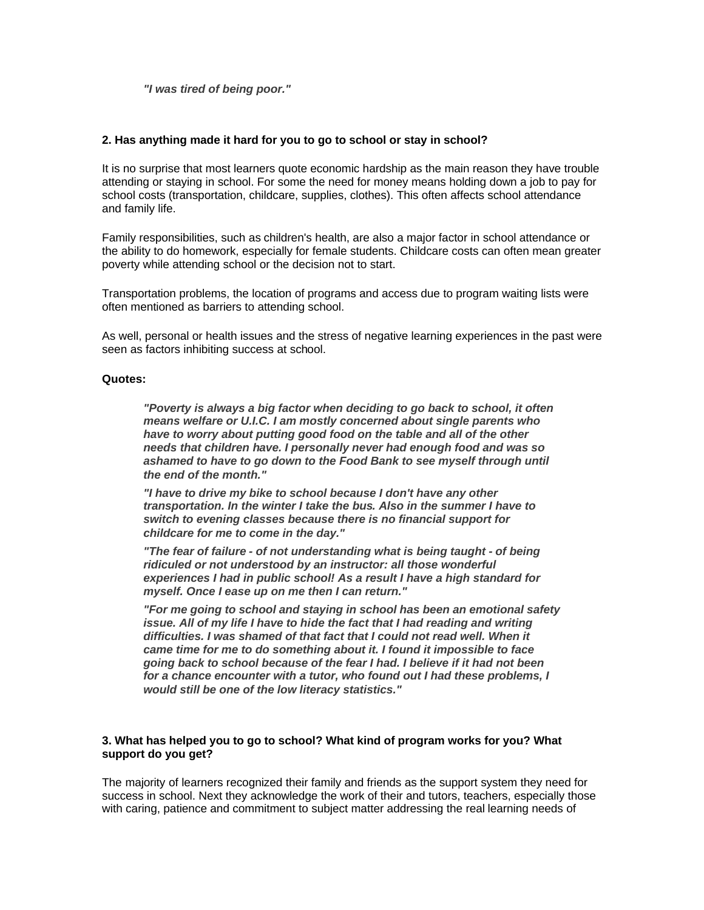> ***"I was tired of being poor."***

**2. Has anything made it hard for you to go to school or stay in school?**

It is no surprise that most learners quote economic hardship as the main reason they have trouble attending or staying in school. For some the need for money means holding down a job to pay for school costs (transportation, childcare, supplies, clothes). This often affects school attendance and family life.

Family responsibilities, such as children's health, are also a major factor in school attendance or the ability to do homework, especially for female students. Childcare costs can often mean greater poverty while attending school or the decision not to start.

Transportation problems, the location of programs and access due to program waiting lists were often mentioned as barriers to attending school.

As well, personal or health issues and the stress of negative learning experiences in the past were seen as factors inhibiting success at school.

**Quotes:**

> ***"Poverty is always a big factor when deciding to go back to school, it often means welfare or U.I.C. I am mostly concerned about single parents who have to worry about putting good food on the table and all of the other needs that children have. I personally never had enough food and was so ashamed to have to go down to the Food Bank to see myself through until the end of the month."***
>
> ***"I have to drive my bike to school because I don't have any other transportation. In the winter I take the bus. Also in the summer I have to switch to evening classes because there is no financial support for childcare for me to come in the day."***
>
> ***"The fear of failure - of not understanding what is being taught - of being ridiculed or not understood by an instructor: all those wonderful experiences I had in public school! As a result I have a high standard for myself. Once I ease up on me then I can return."***
>
> ***"For me going to school and staying in school has been an emotional safety issue. All of my life I have to hide the fact that I had reading and writing difficulties. I was shamed of that fact that I could not read well. When it came time for me to do something about it. I found it impossible to face going back to school because of the fear I had. I believe if it had not been for a chance encounter with a tutor, who found out I had these problems, I would still be one of the low literacy statistics."***

**3. What has helped you to go to school? What kind of program works for you? What support do you get?**

The majority of learners recognized their family and friends as the support system they need for success in school. Next they acknowledge the work of their and tutors, teachers, especially those with caring, patience and commitment to subject matter addressing the real learning needs of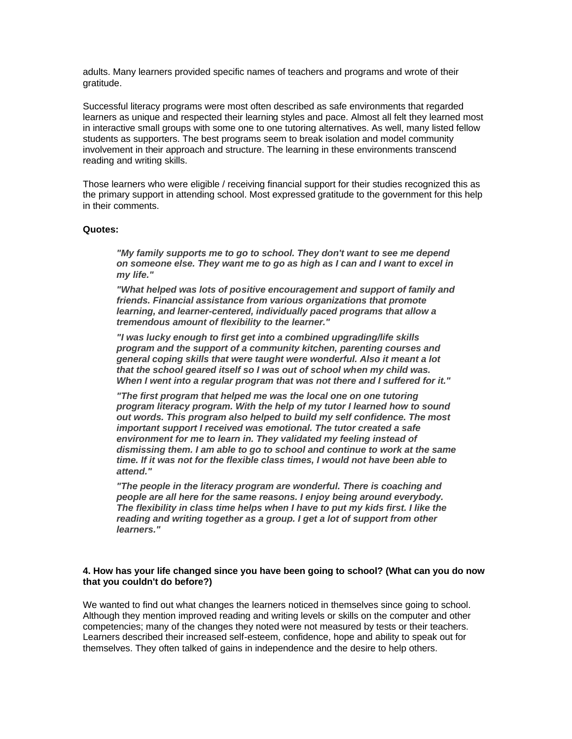adults. Many learners provided specific names of teachers and programs and wrote of their gratitude.

Successful literacy programs were most often described as safe environments that regarded learners as unique and respected their learning styles and pace. Almost all felt they learned most in interactive small groups with some one to one tutoring alternatives. As well, many listed fellow students as supporters. The best programs seem to break isolation and model community involvement in their approach and structure. The learning in these environments transcend reading and writing skills.

Those learners who were eligible / receiving financial support for their studies recognized this as the primary support in attending school. Most expressed gratitude to the government for this help in their comments.

**Quotes:**

> ***"My family supports me to go to school. They don't want to see me depend on someone else. They want me to go as high as I can and I want to excel in my life."***
>
> ***"What helped was lots of positive encouragement and support of family and friends. Financial assistance from various organizations that promote learning, and learner-centered, individually paced programs that allow a tremendous amount of flexibility to the learner."***
>
> ***"I was lucky enough to first get into a combined upgrading/life skills program and the support of a community kitchen, parenting courses and general coping skills that were taught were wonderful. Also it meant a lot that the school geared itself so I was out of school when my child was. When I went into a regular program that was not there and I suffered for it."***
>
> ***"The first program that helped me was the local one on one tutoring program literacy program. With the help of my tutor I learned how to sound out words. This program also helped to build my self confidence. The most important support I received was emotional. The tutor created a safe environment for me to learn in. They validated my feeling instead of dismissing them. I am able to go to school and continue to work at the same time. If it was not for the flexible class times, I would not have been able to attend."***
>
> ***"The people in the literacy program are wonderful. There is coaching and people are all here for the same reasons. I enjoy being around everybody. The flexibility in class time helps when I have to put my kids first. I like the reading and writing together as a group. I get a lot of support from other learners."***

**4. How has your life changed since you have been going to school? (What can you do now that you couldn't do before?)**

We wanted to find out what changes the learners noticed in themselves since going to school. Although they mention improved reading and writing levels or skills on the computer and other competencies; many of the changes they noted were not measured by tests or their teachers. Learners described their increased self-esteem, confidence, hope and ability to speak out for themselves. They often talked of gains in independence and the desire to help others.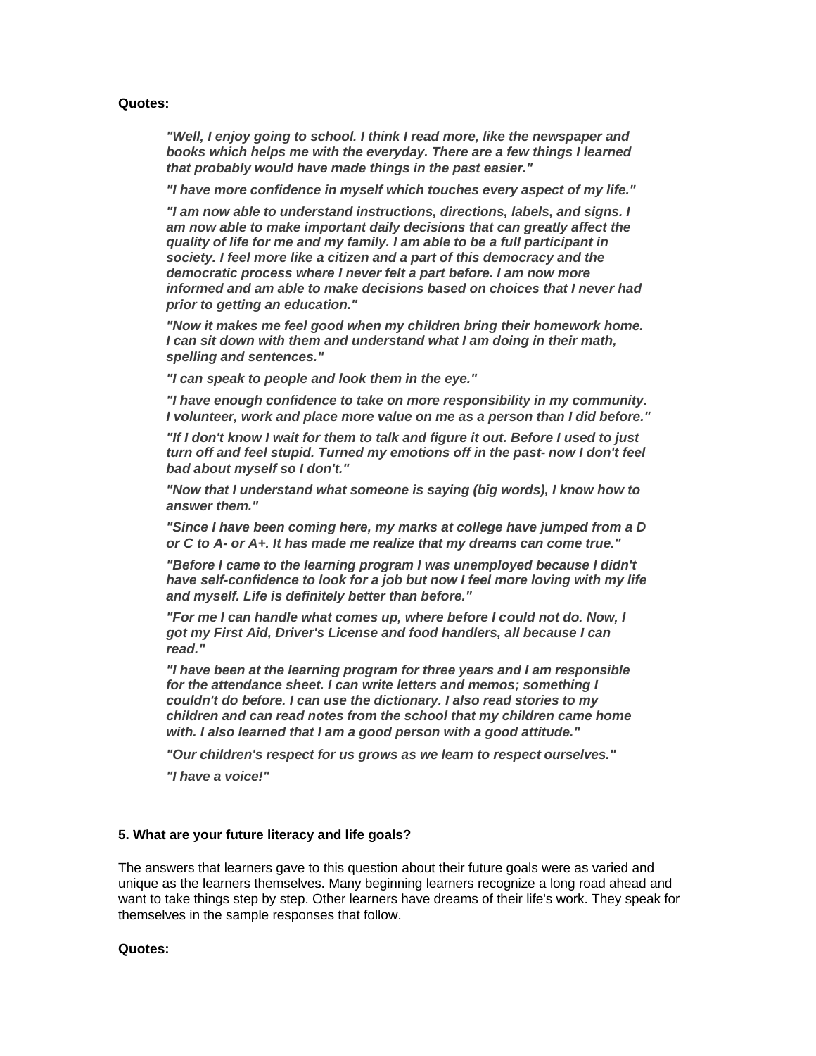**Quotes:**

> ***"Well, I enjoy going to school. I think I read more, like the newspaper and books which helps me with the everyday. There are a few things I learned that probably would have made things in the past easier."***
>
> ***"I have more confidence in myself which touches every aspect of my life."***
>
> ***"I am now able to understand instructions, directions, labels, and signs. I am now able to make important daily decisions that can greatly affect the quality of life for me and my family. I am able to be a full participant in society. I feel more like a citizen and a part of this democracy and the democratic process where I never felt a part before. I am now more informed and am able to make decisions based on choices that I never had prior to getting an education."***
>
> ***"Now it makes me feel good when my children bring their homework home. I can sit down with them and understand what I am doing in their math, spelling and sentences."***
>
> ***"I can speak to people and look them in the eye."***
>
> ***"I have enough confidence to take on more responsibility in my community. I volunteer, work and place more value on me as a person than I did before."***
>
> ***"If I don't know I wait for them to talk and figure it out. Before I used to just turn off and feel stupid. Turned my emotions off in the past- now I don't feel bad about myself so I don't."***
>
> ***"Now that I understand what someone is saying (big words), I know how to answer them."***
>
> ***"Since I have been coming here, my marks at college have jumped from a D or C to A- or A+. It has made me realize that my dreams can come true."***
>
> ***"Before I came to the learning program I was unemployed because I didn't have self-confidence to look for a job but now I feel more loving with my life and myself. Life is definitely better than before."***
>
> ***"For me I can handle what comes up, where before I could not do. Now, I got my First Aid, Driver's License and food handlers, all because I can read."***
>
> ***"I have been at the learning program for three years and I am responsible for the attendance sheet. I can write letters and memos; something I couldn't do before. I can use the dictionary. I also read stories to my children and can read notes from the school that my children came home with. I also learned that I am a good person with a good attitude."***
>
> ***"Our children's respect for us grows as we learn to respect ourselves."***
>
> ***"I have a voice!"***

**5. What are your future literacy and life goals?**

The answers that learners gave to this question about their future goals were as varied and unique as the learners themselves. Many beginning learners recognize a long road ahead and want to take things step by step. Other learners have dreams of their life's work. They speak for themselves in the sample responses that follow.

**Quotes:**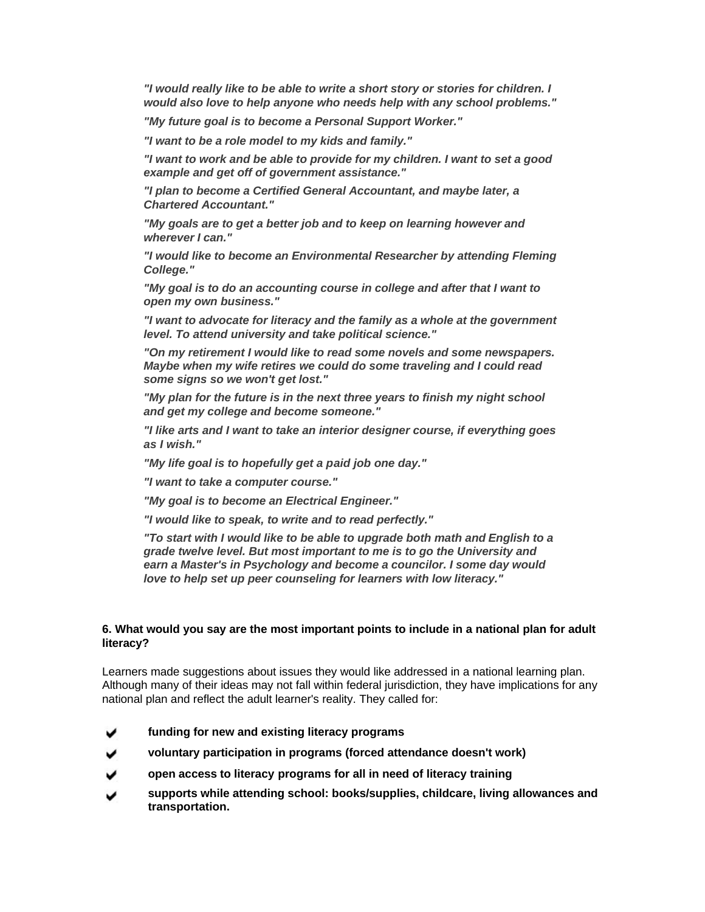*"I would really like to be able to write a short story or stories for children. I would also love to help anyone who needs help with any school problems."*

*"My future goal is to become a Personal Support Worker."*

*"I want to be a role model to my kids and family."*

*"I want to work and be able to provide for my children. I want to set a good example and get off of government assistance."*

*"I plan to become a Certified General Accountant, and maybe later, a Chartered Accountant."*

*"My goals are to get a better job and to keep on learning however and wherever I can."*

*"I would like to become an Environmental Researcher by attending Fleming College."*

*"My goal is to do an accounting course in college and after that I want to open my own business."*

*"I want to advocate for literacy and the family as a whole at the government level. To attend university and take political science."*

*"On my retirement I would like to read some novels and some newspapers. Maybe when my wife retires we could do some traveling and I could read some signs so we won't get lost."*

*"My plan for the future is in the next three years to finish my night school and get my college and become someone."*

*"I like arts and I want to take an interior designer course, if everything goes as I wish."*

*"My life goal is to hopefully get a paid job one day."*

*"I want to take a computer course."*

*"My goal is to become an Electrical Engineer."*

*"I would like to speak, to write and to read perfectly."*

*"To start with I would like to be able to upgrade both math and English to a grade twelve level. But most important to me is to go the University and earn a Master's in Psychology and become a councilor. I some day would love to help set up peer counseling for learners with low literacy."*

**6. What would you say are the most important points to include in a national plan for adult literacy?**

Learners made suggestions about issues they would like addressed in a national learning plan. Although many of their ideas may not fall within federal jurisdiction, they have implications for any national plan and reflect the adult learner's reality. They called for:

- **funding for new and existing literacy programs**
- **voluntary participation in programs (forced attendance doesn't work)**
- **open access to literacy programs for all in need of literacy training**
- **supports while attending school: books/supplies, childcare, living allowances and transportation.**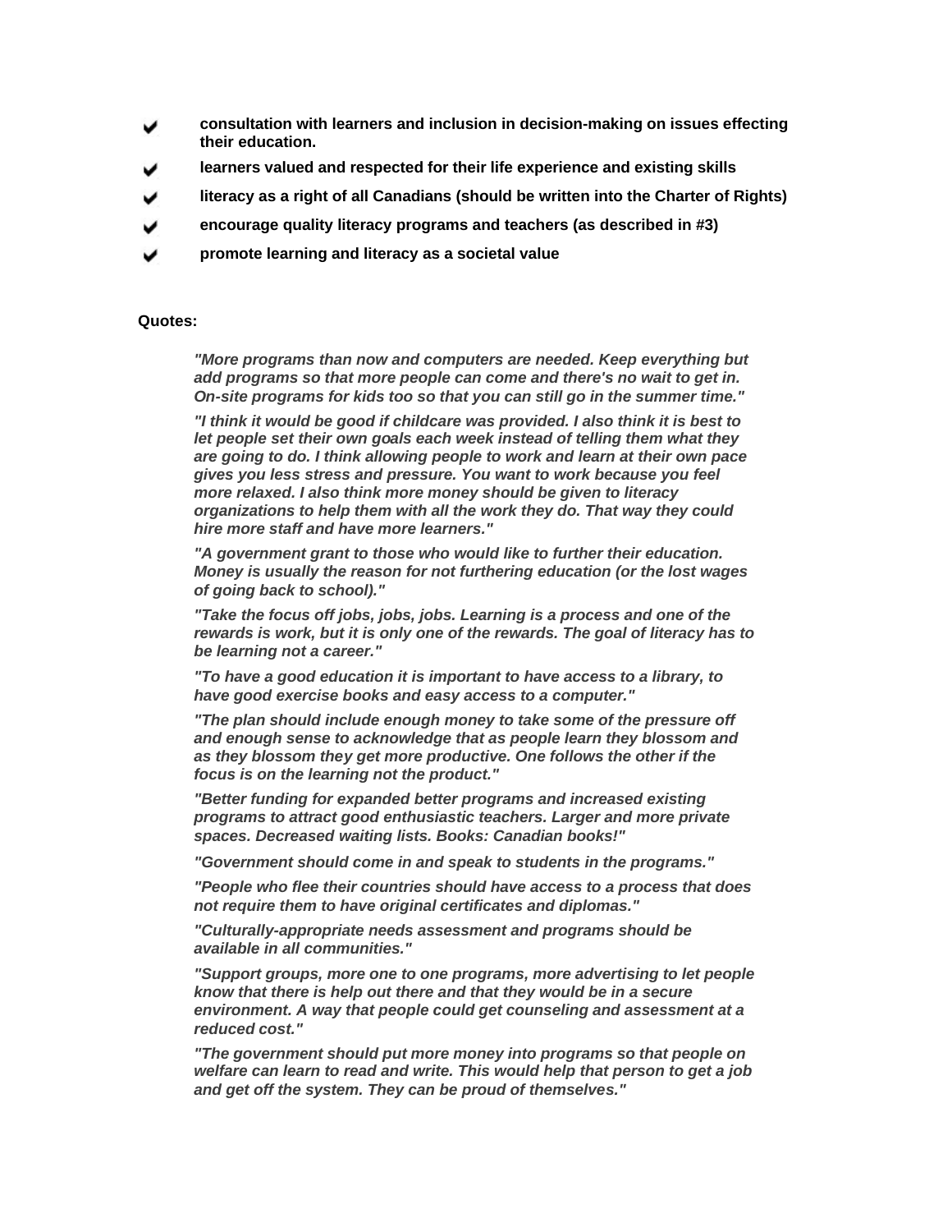- ✔ **consultation with learners and inclusion in decision-making on issues effecting their education.**
- ✔ **learners valued and respected for their life experience and existing skills**
- ✔ **literacy as a right of all Canadians (should be written into the Charter of Rights)**
- ✔ **encourage quality literacy programs and teachers (as described in #3)**
- ✔ **promote learning and literacy as a societal value**

**Quotes:**

> ***"More programs than now and computers are needed. Keep everything but add programs so that more people can come and there's no wait to get in. On-site programs for kids too so that you can still go in the summer time."***
>
> ***"I think it would be good if childcare was provided. I also think it is best to let people set their own goals each week instead of telling them what they are going to do. I think allowing people to work and learn at their own pace gives you less stress and pressure. You want to work because you feel more relaxed. I also think more money should be given to literacy organizations to help them with all the work they do. That way they could hire more staff and have more learners."***
>
> ***"A government grant to those who would like to further their education. Money is usually the reason for not furthering education (or the lost wages of going back to school)."***
>
> ***"Take the focus off jobs, jobs, jobs. Learning is a process and one of the rewards is work, but it is only one of the rewards. The goal of literacy has to be learning not a career."***
>
> ***"To have a good education it is important to have access to a library, to have good exercise books and easy access to a computer."***
>
> ***"The plan should include enough money to take some of the pressure off and enough sense to acknowledge that as people learn they blossom and as they blossom they get more productive. One follows the other if the focus is on the learning not the product."***
>
> ***"Better funding for expanded better programs and increased existing programs to attract good enthusiastic teachers. Larger and more private spaces. Decreased waiting lists. Books: Canadian books!"***
>
> ***"Government should come in and speak to students in the programs."***
>
> ***"People who flee their countries should have access to a process that does not require them to have original certificates and diplomas."***
>
> ***"Culturally-appropriate needs assessment and programs should be available in all communities."***
>
> ***"Support groups, more one to one programs, more advertising to let people know that there is help out there and that they would be in a secure environment. A way that people could get counseling and assessment at a reduced cost."***
>
> ***"The government should put more money into programs so that people on welfare can learn to read and write. This would help that person to get a job and get off the system. They can be proud of themselves."***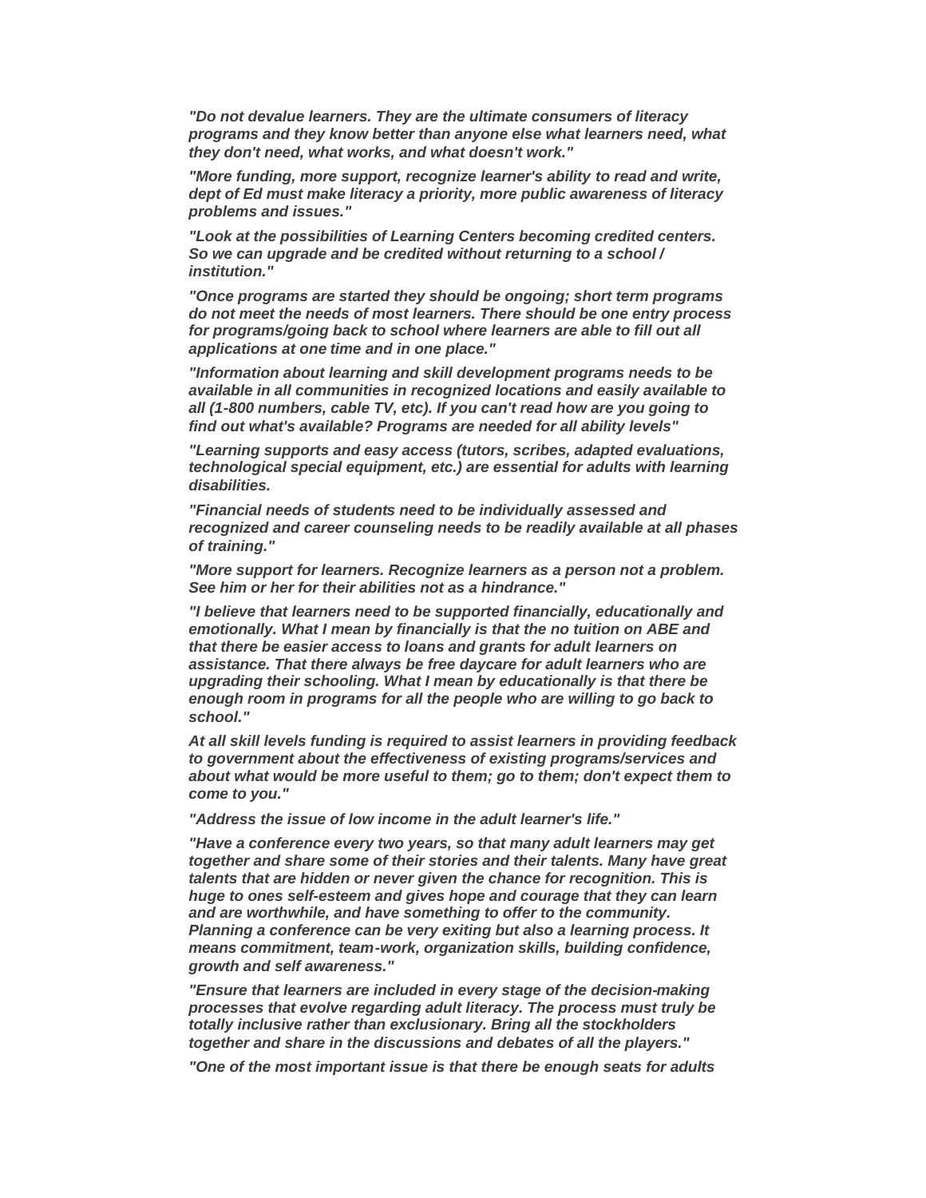*"Do not devalue learners. They are the ultimate consumers of literacy programs and they know better than anyone else what learners need, what they don't need, what works, and what doesn't work."*

*"More funding, more support, recognize learner's ability to read and write, dept of Ed must make literacy a priority, more public awareness of literacy problems and issues."*

*"Look at the possibilities of Learning Centers becoming credited centers. So we can upgrade and be credited without returning to a school / institution."*

*"Once programs are started they should be ongoing; short term programs do not meet the needs of most learners. There should be one entry process for programs/going back to school where learners are able to fill out all applications at one time and in one place."*

*"Information about learning and skill development programs needs to be available in all communities in recognized locations and easily available to all (1-800 numbers, cable TV, etc). If you can't read how are you going to find out what's available? Programs are needed for all ability levels"*

*"Learning supports and easy access (tutors, scribes, adapted evaluations, technological special equipment, etc.) are essential for adults with learning disabilities.*

*"Financial needs of students need to be individually assessed and recognized and career counseling needs to be readily available at all phases of training."*

*"More support for learners. Recognize learners as a person not a problem. See him or her for their abilities not as a hindrance."*

*"I believe that learners need to be supported financially, educationally and emotionally. What I mean by financially is that the no tuition on ABE and that there be easier access to loans and grants for adult learners on assistance. That there always be free daycare for adult learners who are upgrading their schooling. What I mean by educationally is that there be enough room in programs for all the people who are willing to go back to school."*

*At all skill levels funding is required to assist learners in providing feedback to government about the effectiveness of existing programs/services and about what would be more useful to them; go to them; don't expect them to come to you."*

*"Address the issue of low income in the adult learner's life."*

*"Have a conference every two years, so that many adult learners may get together and share some of their stories and their talents. Many have great talents that are hidden or never given the chance for recognition. This is huge to ones self-esteem and gives hope and courage that they can learn and are worthwhile, and have something to offer to the community. Planning a conference can be very exiting but also a learning process. It means commitment, team-work, organization skills, building confidence, growth and self awareness."*

*"Ensure that learners are included in every stage of the decision-making processes that evolve regarding adult literacy. The process must truly be totally inclusive rather than exclusionary. Bring all the stockholders together and share in the discussions and debates of all the players."*

*"One of the most important issue is that there be enough seats for adults*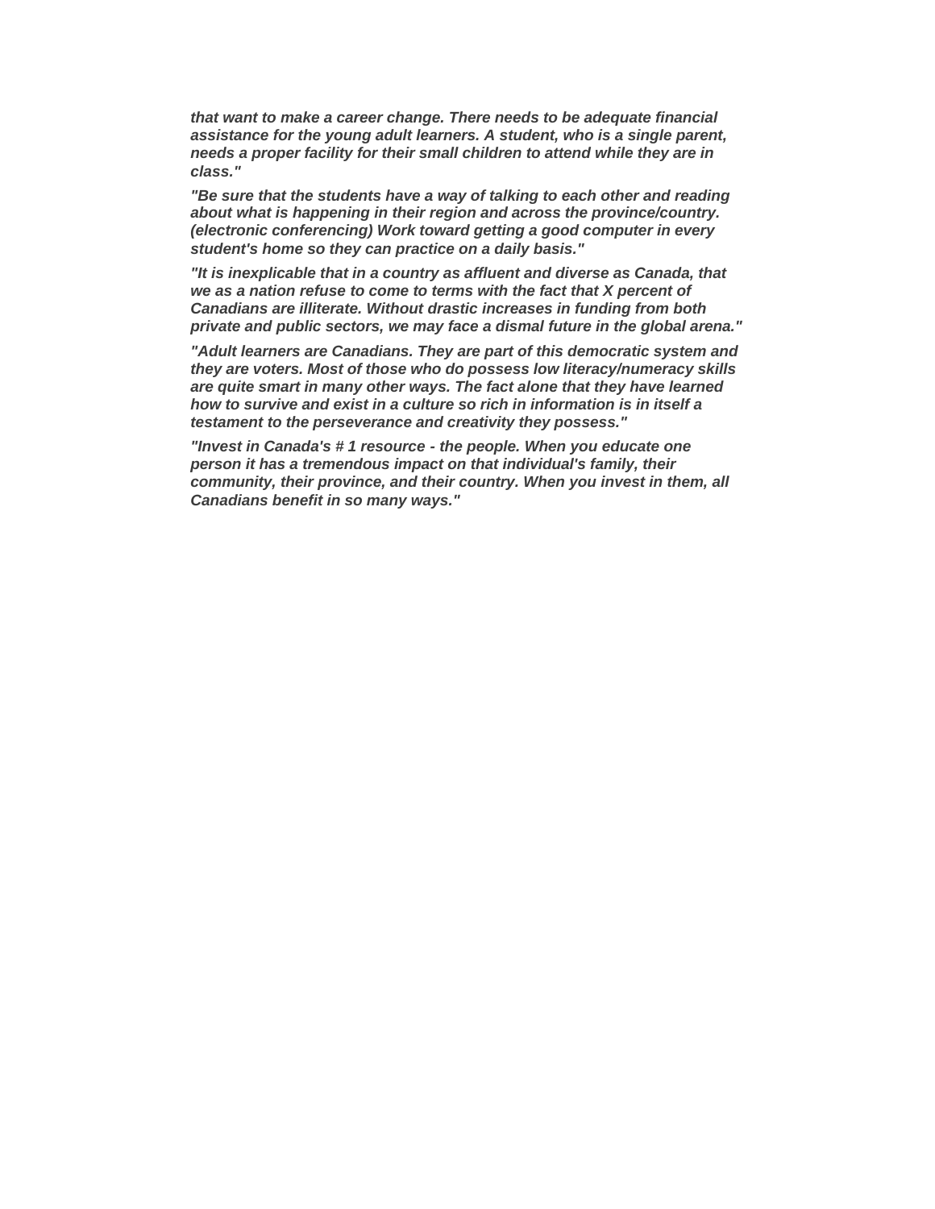*that want to make a career change. There needs to be adequate financial assistance for the young adult learners. A student, who is a single parent, needs a proper facility for their small children to attend while they are in class."*

*"Be sure that the students have a way of talking to each other and reading about what is happening in their region and across the province/country. (electronic conferencing) Work toward getting a good computer in every student's home so they can practice on a daily basis."*

*"It is inexplicable that in a country as affluent and diverse as Canada, that we as a nation refuse to come to terms with the fact that X percent of Canadians are illiterate. Without drastic increases in funding from both private and public sectors, we may face a dismal future in the global arena."*

*"Adult learners are Canadians. They are part of this democratic system and they are voters. Most of those who do possess low literacy/numeracy skills are quite smart in many other ways. The fact alone that they have learned how to survive and exist in a culture so rich in information is in itself a testament to the perseverance and creativity they possess."*

*"Invest in Canada's # 1 resource - the people. When you educate one person it has a tremendous impact on that individual's family, their community, their province, and their country. When you invest in them, all Canadians benefit in so many ways."*